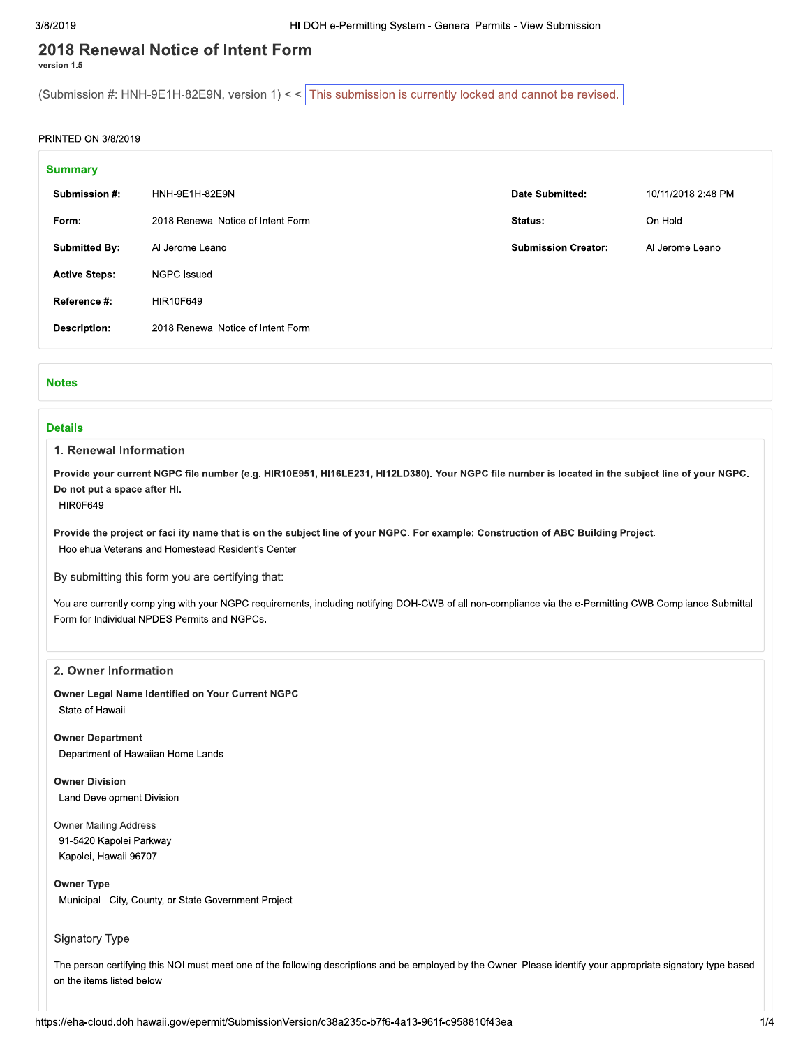# 2018 Renewal Notice of Intent Form

version 1.5

(Submission #: HNH-9E1H-82E9N, version 1) < < This submission is currently locked and cannot be revised.

PRINTED ON 3/8/2019

## Summary

| | | | |
|---|---|---|---|
| **Submission #:** | HNH-9E1H-82E9N | **Date Submitted:** | 10/11/2018 2:48 PM |
| **Form:** | 2018 Renewal Notice of Intent Form | **Status:** | On Hold |
| **Submitted By:** | Al Jerome Leano | **Submission Creator:** | Al Jerome Leano |
| **Active Steps:** | NGPC Issued | | |
| **Reference #:** | HIR10F649 | | |
| **Description:** | 2018 Renewal Notice of Intent Form | | |

## Notes

## Details

### 1. Renewal Information

**Provide your current NGPC file number (e.g. HIR10E951, HI16LE231, HI12LD380). Your NGPC file number is located in the subject line of your NGPC. Do not put a space after HI.**

HIR0F649

**Provide the project or facility name that is on the subject line of your NGPC. For example: Construction of ABC Building Project.**

Hoolehua Veterans and Homestead Resident's Center

By submitting this form you are certifying that:

You are currently complying with your NGPC requirements, including notifying DOH-CWB of all non-compliance via the e-Permitting CWB Compliance Submittal Form for Individual NPDES Permits and NGPCs.

### 2. Owner Information

**Owner Legal Name Identified on Your Current NGPC**

State of Hawaii

**Owner Department**

Department of Hawaiian Home Lands

**Owner Division**

Land Development Division

Owner Mailing Address

91-5420 Kapolei Parkway
Kapolei, Hawaii 96707

**Owner Type**

Municipal - City, County, or State Government Project

Signatory Type

The person certifying this NOI must meet one of the following descriptions and be employed by the Owner. Please identify your appropriate signatory type based on the items listed below.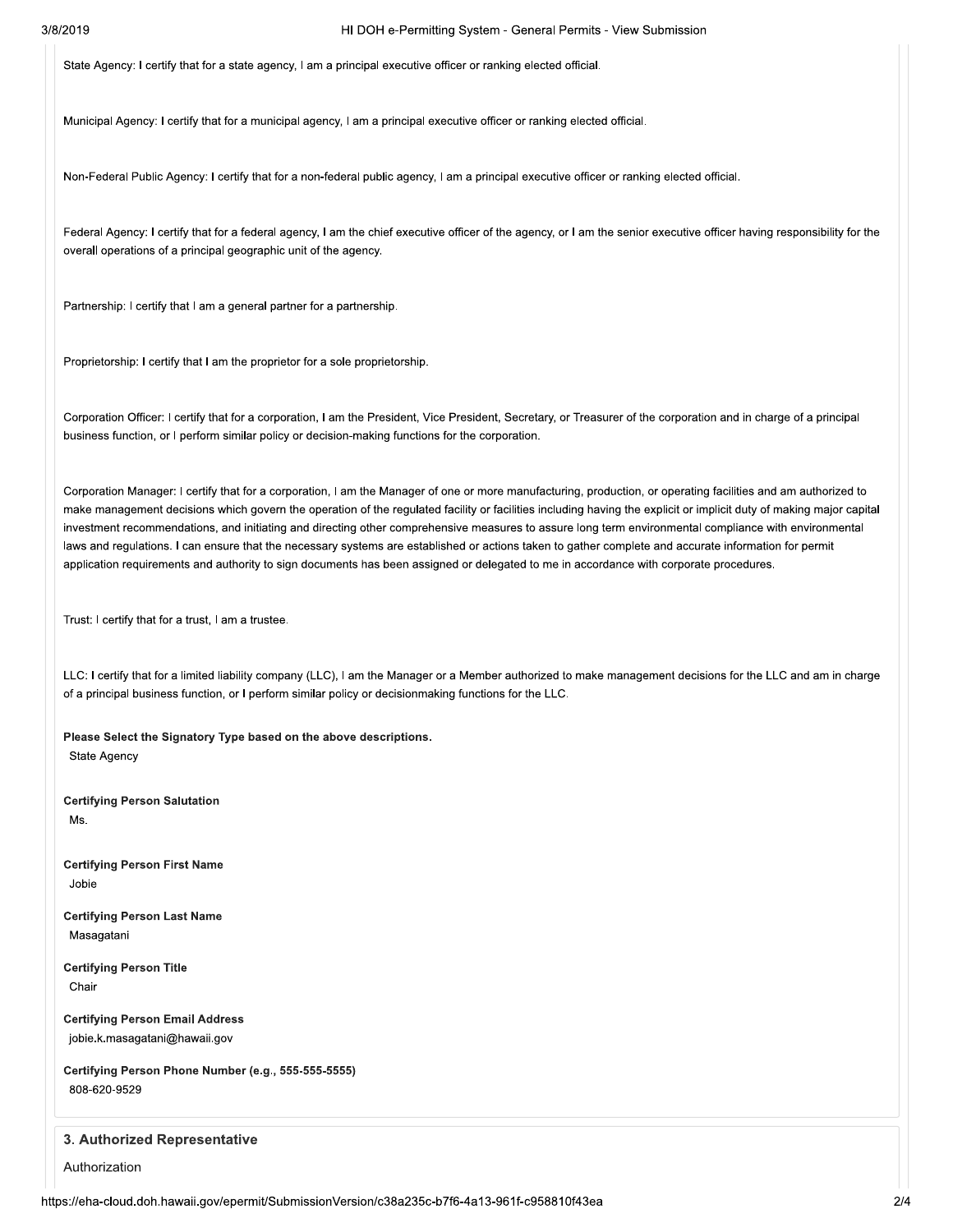State Agency: I certify that for a state agency, I am a principal executive officer or ranking elected official.

Municipal Agency: I certify that for a municipal agency, I am a principal executive officer or ranking elected official.

Non-Federal Public Agency: I certify that for a non-federal public agency, I am a principal executive officer or ranking elected official.

Federal Agency: I certify that for a federal agency, I am the chief executive officer of the agency, or I am the senior executive officer having responsibility for the overall operations of a principal geographic unit of the agency.

Partnership: I certify that I am a general partner for a partnership.

Proprietorship: I certify that I am the proprietor for a sole proprietorship.

Corporation Officer: I certify that for a corporation, I am the President, Vice President, Secretary, or Treasurer of the corporation and in charge of a principal business function, or I perform similar policy or decision-making functions for the corporation.

Corporation Manager: I certify that for a corporation, I am the Manager of one or more manufacturing, production, or operating facilities and am authorized to make management decisions which govern the operation of the regulated facility or facilities including having the explicit or implicit duty of making major capital investment recommendations, and initiating and directing other comprehensive measures to assure long term environmental compliance with environmental laws and regulations. I can ensure that the necessary systems are established or actions taken to gather complete and accurate information for permit application requirements and authority to sign documents has been assigned or delegated to me in accordance with corporate procedures.

Trust: I certify that for a trust, I am a trustee.

LLC: I certify that for a limited liability company (LLC), I am the Manager or a Member authorized to make management decisions for the LLC and am in charge of a principal business function, or I perform similar policy or decisionmaking functions for the LLC.

**Please Select the Signatory Type based on the above descriptions.**
State Agency

**Certifying Person Salutation**
Ms.

**Certifying Person First Name**
Jobie

**Certifying Person Last Name**
Masagatani

**Certifying Person Title**
Chair

**Certifying Person Email Address**
jobie.k.masagatani@hawaii.gov

**Certifying Person Phone Number (e.g., 555-555-5555)**
808-620-9529

## 3. Authorized Representative

Authorization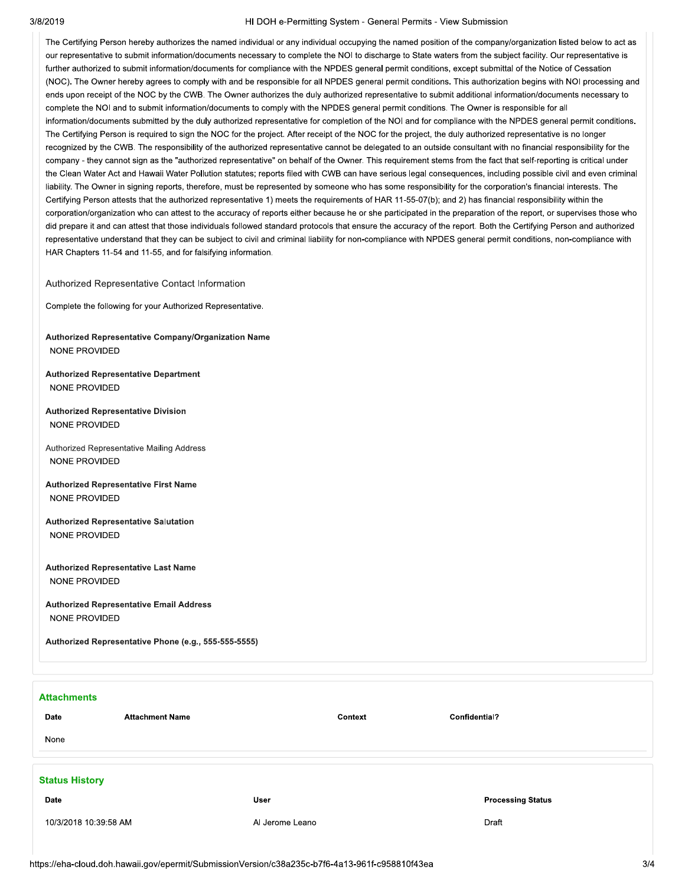The Certifying Person hereby authorizes the named individual or any individual occupying the named position of the company/organization listed below to act as our representative to submit information/documents necessary to complete the NOI to discharge to State waters from the subject facility. Our representative is further authorized to submit information/documents for compliance with the NPDES general permit conditions, except submittal of the Notice of Cessation (NOC). The Owner hereby agrees to comply with and be responsible for all NPDES general permit conditions. This authorization begins with NOI processing and ends upon receipt of the NOC by the CWB. The Owner authorizes the duly authorized representative to submit additional information/documents necessary to complete the NOI and to submit information/documents to comply with the NPDES general permit conditions. The Owner is responsible for all information/documents submitted by the duly authorized representative for completion of the NOI and for compliance with the NPDES general permit conditions. The Certifying Person is required to sign the NOC for the project. After receipt of the NOC for the project, the duly authorized representative is no longer recognized by the CWB. The responsibility of the authorized representative cannot be delegated to an outside consultant with no financial responsibility for the company - they cannot sign as the "authorized representative" on behalf of the Owner. This requirement stems from the fact that self-reporting is critical under the Clean Water Act and Hawaii Water Pollution statutes; reports filed with CWB can have serious legal consequences, including possible civil and even criminal liability. The Owner in signing reports, therefore, must be represented by someone who has some responsibility for the corporation's financial interests. The Certifying Person attests that the authorized representative 1) meets the requirements of HAR 11-55-07(b); and 2) has financial responsibility within the corporation/organization who can attest to the accuracy of reports either because he or she participated in the preparation of the report, or supervises those who did prepare it and can attest that those individuals followed standard protocols that ensure the accuracy of the report. Both the Certifying Person and authorized representative understand that they can be subject to civil and criminal liability for non-compliance with NPDES general permit conditions, non-compliance with HAR Chapters 11-54 and 11-55, and for falsifying information.

Authorized Representative Contact Information

Complete the following for your Authorized Representative.

**Authorized Representative Company/Organization Name**
NONE PROVIDED

**Authorized Representative Department**
NONE PROVIDED

**Authorized Representative Division**
NONE PROVIDED

Authorized Representative Mailing Address
NONE PROVIDED

**Authorized Representative First Name**
NONE PROVIDED

**Authorized Representative Salutation**
NONE PROVIDED

**Authorized Representative Last Name**
NONE PROVIDED

**Authorized Representative Email Address**
NONE PROVIDED

**Authorized Representative Phone (e.g., 555-555-5555)**

## Attachments

| Date | Attachment Name | Context | Confidential? |
|---|---|---|---|
| None | | | |

## Status History

| Date | User | Processing Status |
|---|---|---|
| 10/3/2018 10:39:58 AM | Al Jerome Leano | Draft |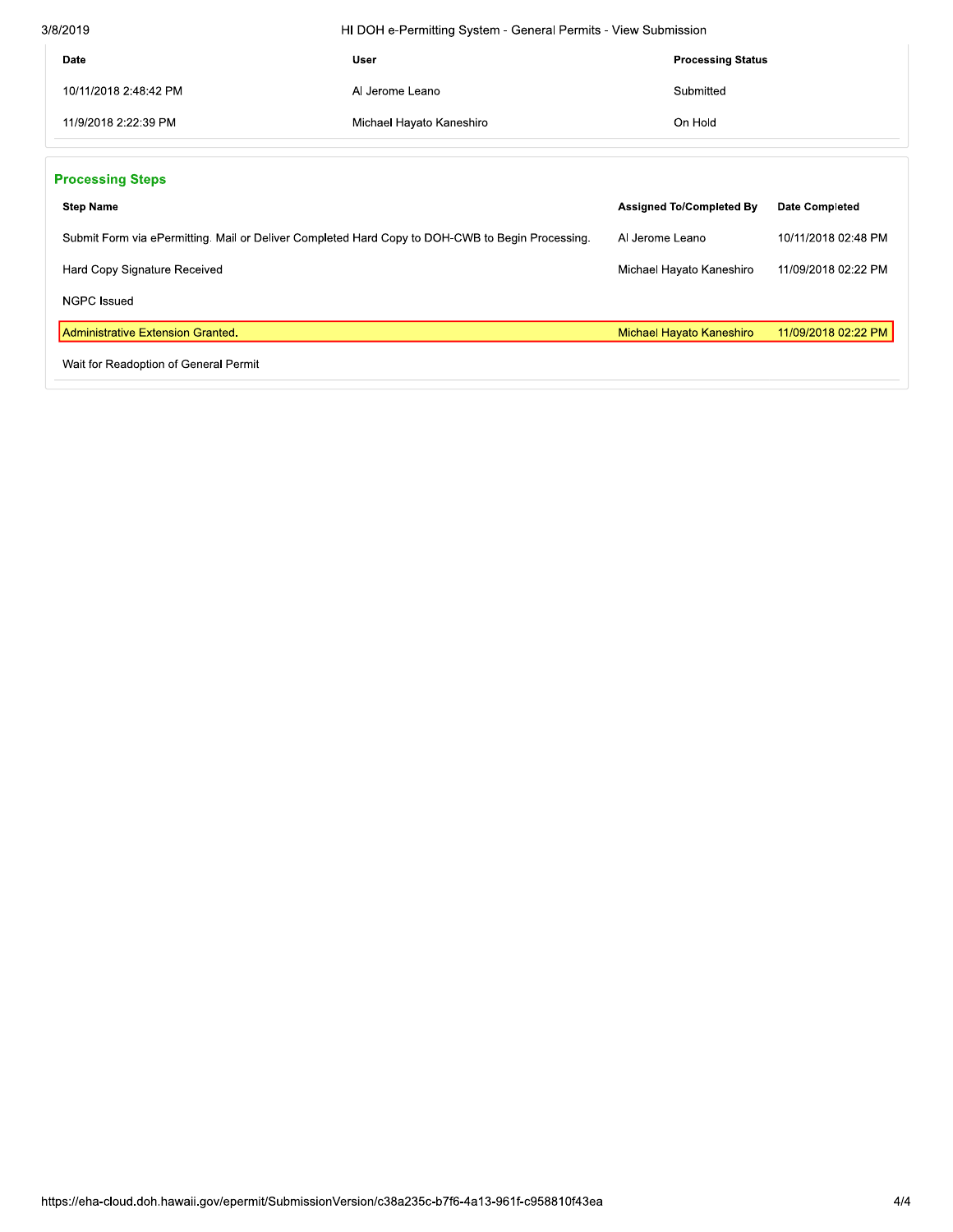| Date | User | Processing Status |
| --- | --- | --- |
| 10/11/2018 2:48:42 PM | Al Jerome Leano | Submitted |
| 11/9/2018 2:22:39 PM | Michael Hayato Kaneshiro | On Hold |

## Processing Steps

| Step Name | Assigned To/Completed By | Date Completed |
| --- | --- | --- |
| Submit Form via ePermitting. Mail or Deliver Completed Hard Copy to DOH-CWB to Begin Processing. | Al Jerome Leano | 10/11/2018 02:48 PM |
| Hard Copy Signature Received | Michael Hayato Kaneshiro | 11/09/2018 02:22 PM |
| NGPC Issued | | |
| Administrative Extension Granted. | Michael Hayato Kaneshiro | 11/09/2018 02:22 PM |
| Wait for Readoption of General Permit | | |